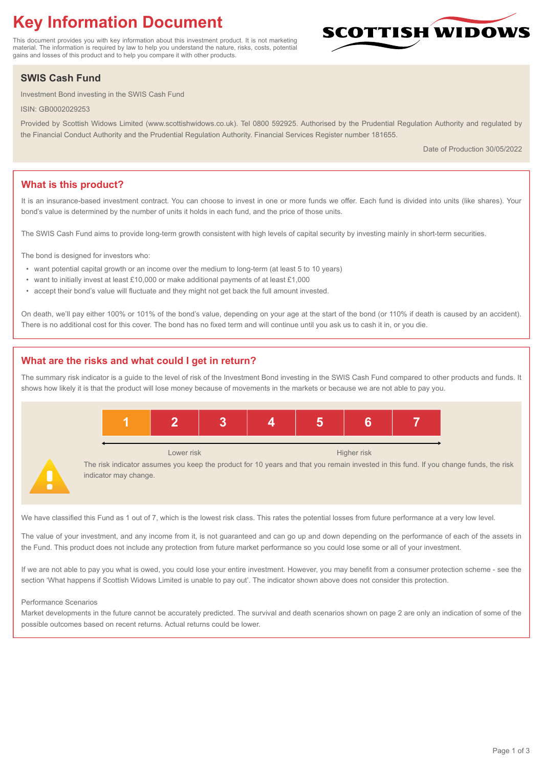# Key Information Document

This document provides you with key information about this investment product. It is not marketing material. The information is required by law to help you understand the nature, risks, costs, potential gains and losses of this product and to help you compare it with other products.

SCOTTISH WIDOWS

## SWIS Cash Fund

Investment Bond investing in the SWIS Cash Fund

ISIN: GB0002029253

Provided by Scottish Widows Limited (www.scottishwidows.co.uk). Tel 0800 592925. Authorised by the Prudential Regulation Authority and regulated by the Financial Conduct Authority and the Prudential Regulation Authority. Financial Services Register number 181655.

Date of Production 30/05/2022

## What is this product?

It is an insurance-based investment contract. You can choose to invest in one or more funds we offer. Each fund is divided into units (like shares). Your bond's value is determined by the number of units it holds in each fund, and the price of those units.

The SWIS Cash Fund aims to provide long-term growth consistent with high levels of capital security by investing mainly in short-term securities.

The bond is designed for investors who:

- want potential capital growth or an income over the medium to long-term (at least 5 to 10 years)
- want to initially invest at least £10,000 or make additional payments of at least £1,000
- accept their bond's value will fluctuate and they might not get back the full amount invested.

On death, we'll pay either 100% or 101% of the bond's value, depending on your age at the start of the bond (or 110% if death is caused by an accident). There is no additional cost for this cover. The bond has no fixed term and will continue until you ask us to cash it in, or you die.

## What are the risks and what could I get in return?

The summary risk indicator is a guide to the level of risk of the Investment Bond investing in the SWIS Cash Fund compared to other products and funds. It shows how likely it is that the product will lose money because of movements in the markets or because we are not able to pay you.

| 1 | 2 | 3 | 4 | 5 | 6 | 7 |
|---|---|---|---|---|---|---|

Lower risk — Higher risk

The risk indicator assumes you keep the product for 10 years and that you remain invested in this fund. If you change funds, the risk indicator may change.

We have classified this Fund as 1 out of 7, which is the lowest risk class. This rates the potential losses from future performance at a very low level.

The value of your investment, and any income from it, is not guaranteed and can go up and down depending on the performance of each of the assets in the Fund. This product does not include any protection from future market performance so you could lose some or all of your investment.

If we are not able to pay you what is owed, you could lose your entire investment. However, you may benefit from a consumer protection scheme - see the section 'What happens if Scottish Widows Limited is unable to pay out'. The indicator shown above does not consider this protection.

Performance Scenarios

Market developments in the future cannot be accurately predicted. The survival and death scenarios shown on page 2 are only an indication of some of the possible outcomes based on recent returns. Actual returns could be lower.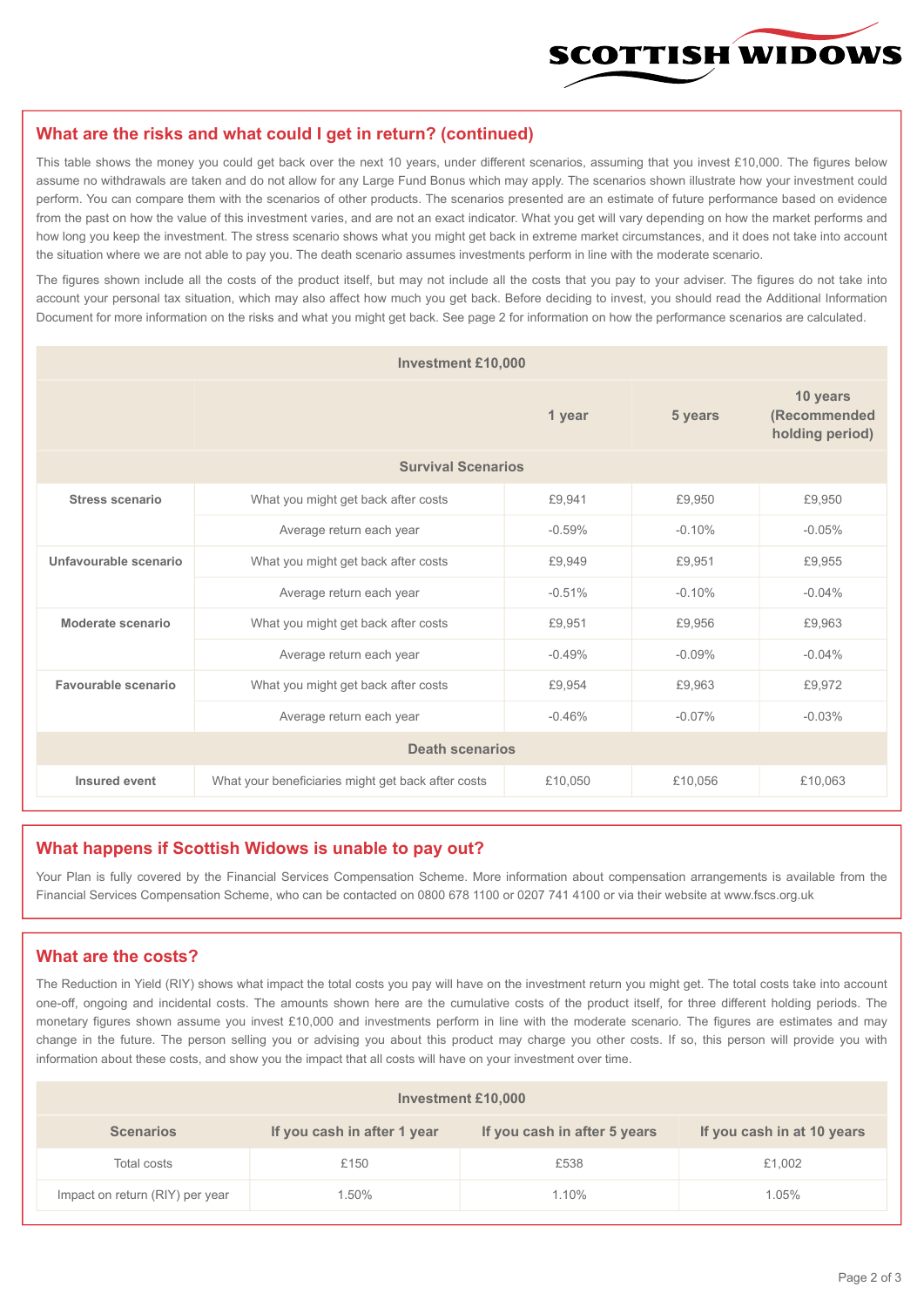## What are the risks and what could I get in return? (continued)

This table shows the money you could get back over the next 10 years, under different scenarios, assuming that you invest £10,000. The figures below assume no withdrawals are taken and do not allow for any Large Fund Bonus which may apply. The scenarios shown illustrate how your investment could perform. You can compare them with the scenarios of other products. The scenarios presented are an estimate of future performance based on evidence from the past on how the value of this investment varies, and are not an exact indicator. What you get will vary depending on how the market performs and how long you keep the investment. The stress scenario shows what you might get back in extreme market circumstances, and it does not take into account the situation where we are not able to pay you. The death scenario assumes investments perform in line with the moderate scenario.

The figures shown include all the costs of the product itself, but may not include all the costs that you pay to your adviser. The figures do not take into account your personal tax situation, which may also affect how much you get back. Before deciding to invest, you should read the Additional Information Document for more information on the risks and what you might get back. See page 2 for information on how the performance scenarios are calculated.

| Investment £10,000 | | | | |
|---|---|---|---|---|
| | | 1 year | 5 years | 10 years (Recommended holding period) |
| **Survival Scenarios** | | | | |
| **Stress scenario** | What you might get back after costs | £9,941 | £9,950 | £9,950 |
| | Average return each year | -0.59% | -0.10% | -0.05% |
| **Unfavourable scenario** | What you might get back after costs | £9,949 | £9,951 | £9,955 |
| | Average return each year | -0.51% | -0.10% | -0.04% |
| **Moderate scenario** | What you might get back after costs | £9,951 | £9,956 | £9,963 |
| | Average return each year | -0.49% | -0.09% | -0.04% |
| **Favourable scenario** | What you might get back after costs | £9,954 | £9,963 | £9,972 |
| | Average return each year | -0.46% | -0.07% | -0.03% |
| **Death scenarios** | | | | |
| **Insured event** | What your beneficiaries might get back after costs | £10,050 | £10,056 | £10,063 |

## What happens if Scottish Widows is unable to pay out?

Your Plan is fully covered by the Financial Services Compensation Scheme. More information about compensation arrangements is available from the Financial Services Compensation Scheme, who can be contacted on 0800 678 1100 or 0207 741 4100 or via their website at www.fscs.org.uk

## What are the costs?

The Reduction in Yield (RIY) shows what impact the total costs you pay will have on the investment return you might get. The total costs take into account one-off, ongoing and incidental costs. The amounts shown here are the cumulative costs of the product itself, for three different holding periods. The monetary figures shown assume you invest £10,000 and investments perform in line with the moderate scenario. The figures are estimates and may change in the future. The person selling you or advising you about this product may charge you other costs. If so, this person will provide you with information about these costs, and show you the impact that all costs will have on your investment over time.

| Investment £10,000 | | | |
|---|---|---|---|
| **Scenarios** | **If you cash in after 1 year** | **If you cash in after 5 years** | **If you cash in at 10 years** |
| Total costs | £150 | £538 | £1,002 |
| Impact on return (RIY) per year | 1.50% | 1.10% | 1.05% |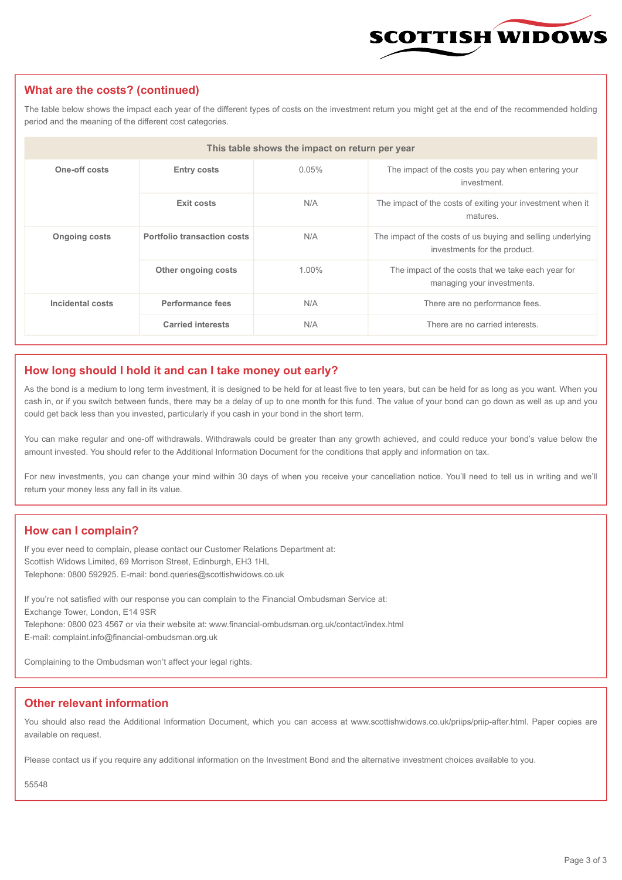## What are the costs? (continued)

The table below shows the impact each year of the different types of costs on the investment return you might get at the end of the recommended holding period and the meaning of the different cost categories.

| This table shows the impact on return per year | | | |
|---|---|---|---|
| **One-off costs** | **Entry costs** | 0.05% | The impact of the costs you pay when entering your investment. |
| | **Exit costs** | N/A | The impact of the costs of exiting your investment when it matures. |
| **Ongoing costs** | **Portfolio transaction costs** | N/A | The impact of the costs of us buying and selling underlying investments for the product. |
| | **Other ongoing costs** | 1.00% | The impact of the costs that we take each year for managing your investments. |
| **Incidental costs** | **Performance fees** | N/A | There are no performance fees. |
| | **Carried interests** | N/A | There are no carried interests. |

## How long should I hold it and can I take money out early?

As the bond is a medium to long term investment, it is designed to be held for at least five to ten years, but can be held for as long as you want. When you cash in, or if you switch between funds, there may be a delay of up to one month for this fund. The value of your bond can go down as well as up and you could get back less than you invested, particularly if you cash in your bond in the short term.

You can make regular and one-off withdrawals. Withdrawals could be greater than any growth achieved, and could reduce your bond's value below the amount invested. You should refer to the Additional Information Document for the conditions that apply and information on tax.

For new investments, you can change your mind within 30 days of when you receive your cancellation notice. You'll need to tell us in writing and we'll return your money less any fall in its value.

## How can I complain?

If you ever need to complain, please contact our Customer Relations Department at:
Scottish Widows Limited, 69 Morrison Street, Edinburgh, EH3 1HL
Telephone: 0800 592925. E-mail: bond.queries@scottishwidows.co.uk

If you're not satisfied with our response you can complain to the Financial Ombudsman Service at:
Exchange Tower, London, E14 9SR
Telephone: 0800 023 4567 or via their website at: www.financial-ombudsman.org.uk/contact/index.html
E-mail: complaint.info@financial-ombudsman.org.uk

Complaining to the Ombudsman won't affect your legal rights.

## Other relevant information

You should also read the Additional Information Document, which you can access at www.scottishwidows.co.uk/priips/priip-after.html. Paper copies are available on request.

Please contact us if you require any additional information on the Investment Bond and the alternative investment choices available to you.

55548